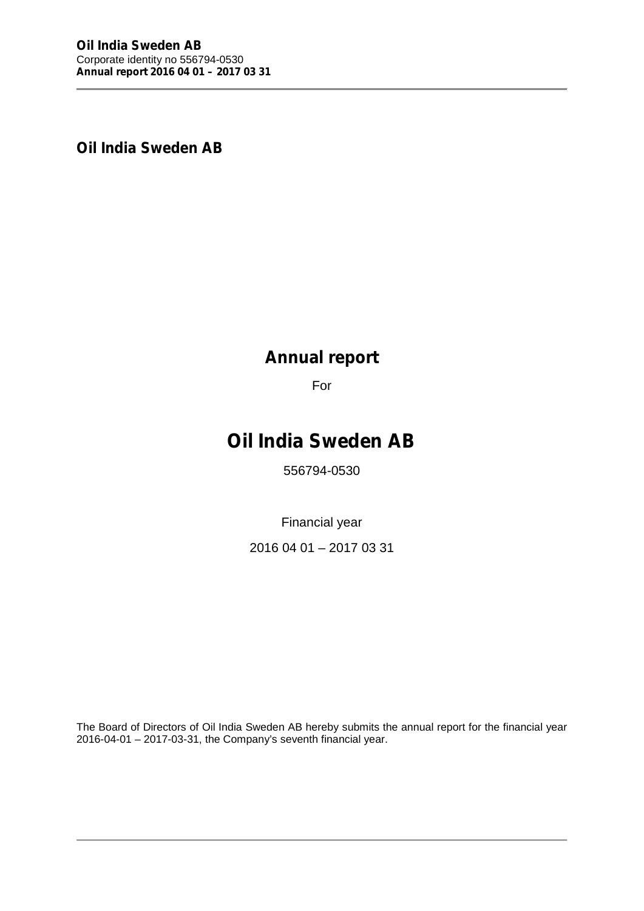**Oil India Sweden AB**

# Annual report

For

# Oil India Sweden AB

556794-0530

Financial year

2016 04 01 – 2017 03 31

The Board of Directors of Oil India Sweden AB hereby submits the annual report for the financial year 2016-04-01 – 2017-03-31, the Company's seventh financial year.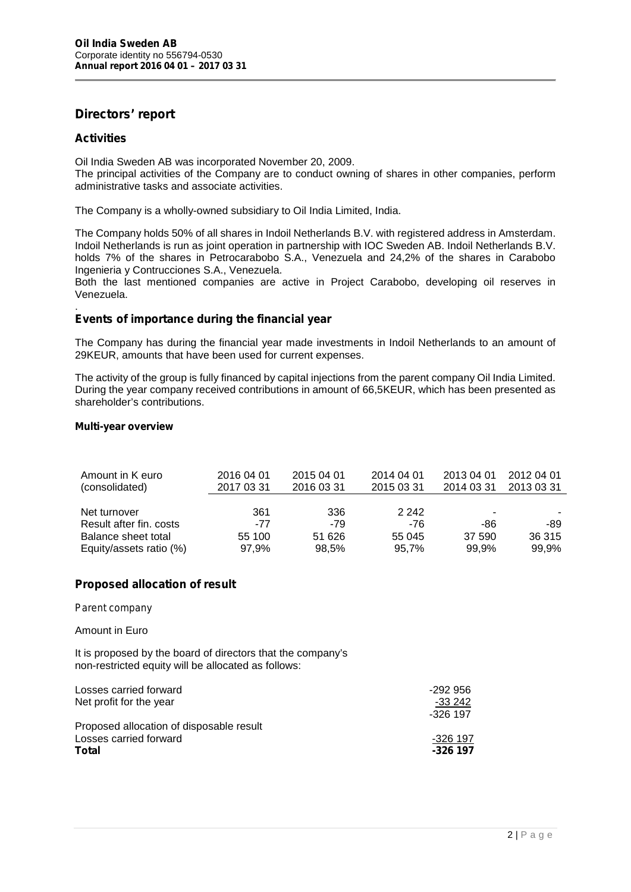# Directors' report

## Activities

Oil India Sweden AB was incorporated November 20, 2009.
The principal activities of the Company are to conduct owning of shares in other companies, perform administrative tasks and associate activities.

The Company is a wholly-owned subsidiary to Oil India Limited, India.

The Company holds 50% of all shares in Indoil Netherlands B.V. with registered address in Amsterdam. Indoil Netherlands is run as joint operation in partnership with IOC Sweden AB. Indoil Netherlands B.V. holds 7% of the shares in Petrocarabobo S.A., Venezuela and 24,2% of the shares in Carabobo Ingenieria y Contrucciones S.A., Venezuela.
Both the last mentioned companies are active in Project Carabobo, developing oil reserves in Venezuela.
.

## Events of importance during the financial year

The Company has during the financial year made investments in Indoil Netherlands to an amount of 29KEUR, amounts that have been used for current expenses.

The activity of the group is fully financed by capital injections from the parent company Oil India Limited. During the year company received contributions in amount of 66,5KEUR, which has been presented as shareholder's contributions.

### Multi-year overview

| Amount in K euro (consolidated) | 2016 04 01 2017 03 31 | 2015 04 01 2016 03 31 | 2014 04 01 2015 03 31 | 2013 04 01 2014 03 31 | 2012 04 01 2013 03 31 |
|---|---|---|---|---|---|
| Net turnover | 361 | 336 | 2 242 | - | - |
| Result after fin. costs | -77 | -79 | -76 | -86 | -89 |
| Balance sheet total | 55 100 | 51 626 | 55 045 | 37 590 | 36 315 |
| Equity/assets ratio (%) | 97,9% | 98,5% | 95,7% | 99,9% | 99,9% |

## Proposed allocation of result

*Parent company*

Amount in Euro

It is proposed by the board of directors that the company's non-restricted equity will be allocated as follows:

| | |
|---|---|
| Losses carried forward | -292 956 |
| Net profit for the year | -33 242 |
| | -326 197 |
| Proposed allocation of disposable result | |
| Losses carried forward | -326 197 |
| **Total** | **-326 197** |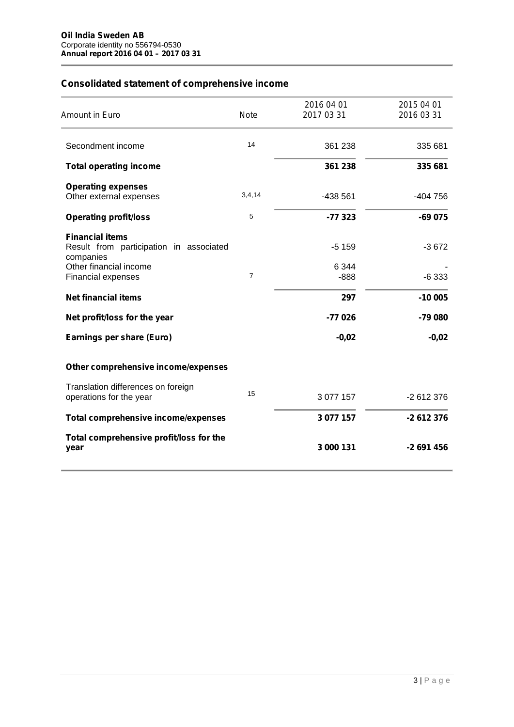**Oil India Sweden AB**
Corporate identity no 556794-0530
***Annual report 2016 04 01 – 2017 03 31***

## Consolidated statement of comprehensive income

| Amount in Euro | Note | 2016 04 01<br>2017 03 31 | 2015 04 01<br>2016 03 31 |
|---|---|---|---|
| Secondment income | 14 | 361 238 | 335 681 |
| **Total operating income** | | **361 238** | **335 681** |
| **Operating expenses** | | | |
| Other external expenses | 3,4,14 | -438 561 | -404 756 |
| **Operating profit/loss** | 5 | **-77 323** | **-69 075** |
| **Financial items** | | | |
| Result from participation in associated companies | | -5 159 | -3 672 |
| Other financial income | | 6 344 | - |
| Financial expenses | 7 | -888 | -6 333 |
| **Net financial items** | | **297** | **-10 005** |
| **Net profit/loss for the year** | | **-77 026** | **-79 080** |
| **Earnings per share (Euro)** | | **-0,02** | **-0,02** |
| **Other comprehensive income/expenses** | | | |
| Translation differences on foreign operations for the year | 15 | 3 077 157 | -2 612 376 |
| **Total comprehensive income/expenses** | | **3 077 157** | **-2 612 376** |
| **Total comprehensive profit/loss for the year** | | **3 000 131** | **-2 691 456** |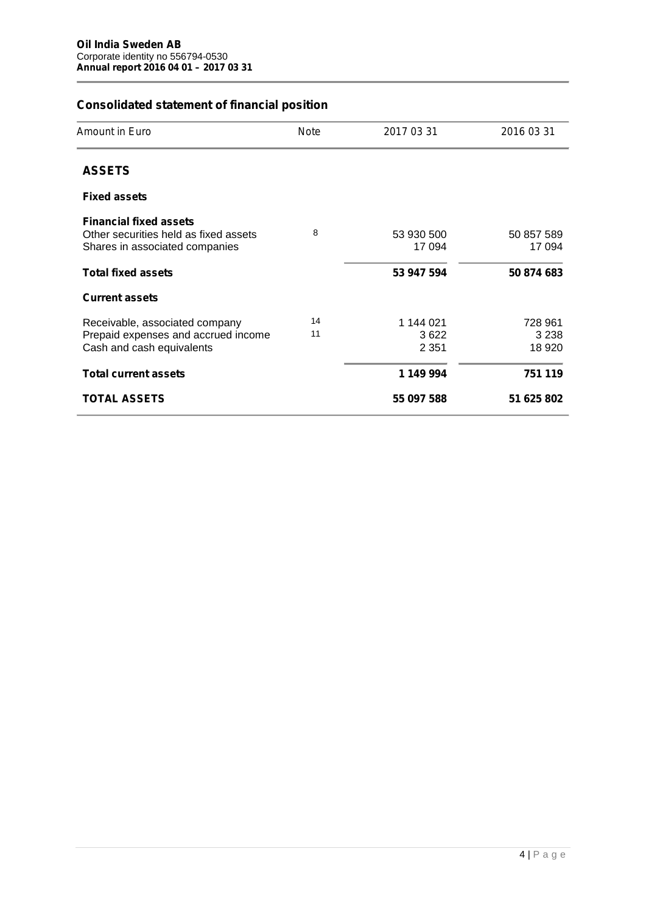**Oil India Sweden AB**
Corporate identity no 556794-0530
**Annual report 2016 04 01 – 2017 03 31**

## Consolidated statement of financial position

| Amount in Euro | Note | 2017 03 31 | 2016 03 31 |
|---|---|---|---|
| **ASSETS** | | | |
| **Fixed assets** | | | |
| **Financial fixed assets** | | | |
| Other securities held as fixed assets | 8 | 53 930 500 | 50 857 589 |
| Shares in associated companies | | 17 094 | 17 094 |
| **Total fixed assets** | | **53 947 594** | **50 874 683** |
| **Current assets** | | | |
| Receivable, associated company | 14 | 1 144 021 | 728 961 |
| Prepaid expenses and accrued income | 11 | 3 622 | 3 238 |
| Cash and cash equivalents | | 2 351 | 18 920 |
| **Total current assets** | | **1 149 994** | **751 119** |
| **TOTAL ASSETS** | | **55 097 588** | **51 625 802** |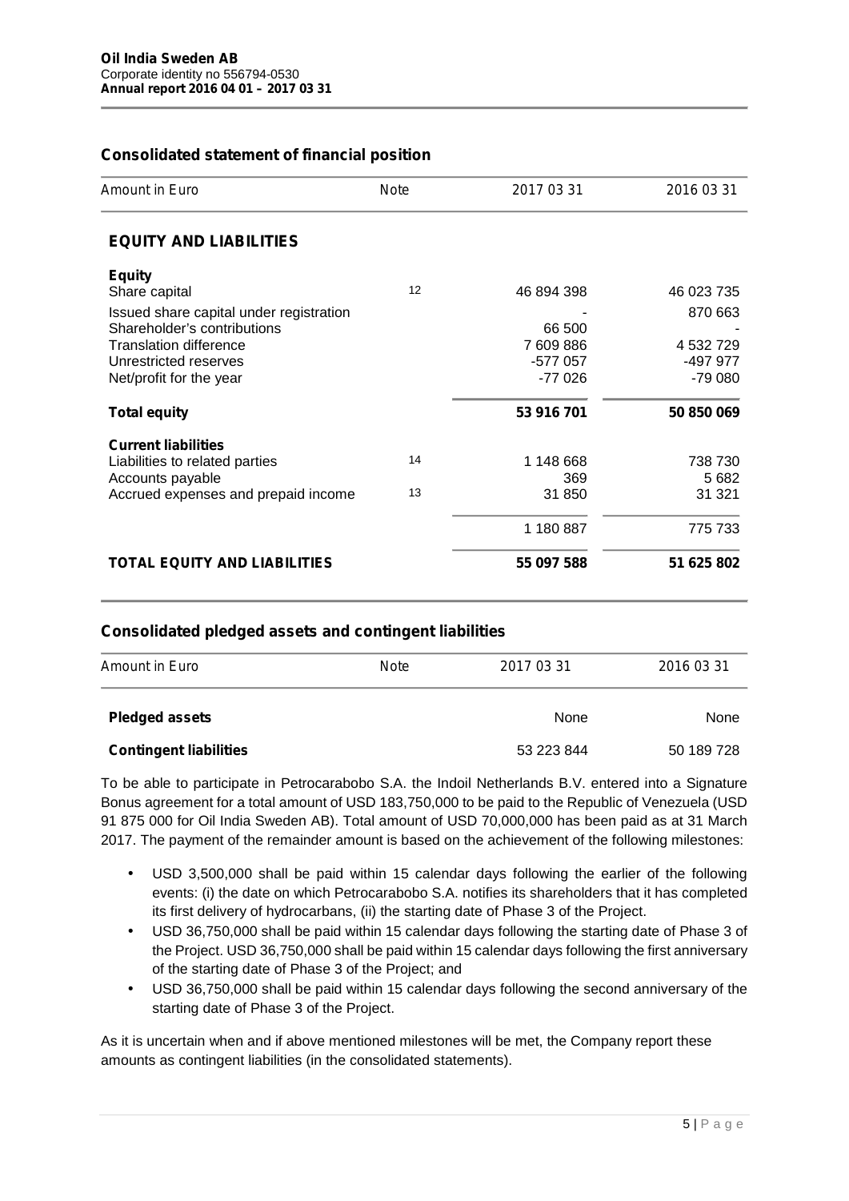**Oil India Sweden AB**
Corporate identity no 556794-0530
**Annual report 2016 04 01 – 2017 03 31**

## Consolidated statement of financial position

| Amount in Euro | Note | 2017 03 31 | 2016 03 31 |
|---|---|---|---|
| **EQUITY AND LIABILITIES** | | | |
| **Equity** | | | |
| Share capital | 12 | 46 894 398 | 46 023 735 |
| Issued share capital under registration | | - | 870 663 |
| Shareholder's contributions | | 66 500 | - |
| Translation difference | | 7 609 886 | 4 532 729 |
| Unrestricted reserves | | -577 057 | -497 977 |
| Net/profit for the year | | -77 026 | -79 080 |
| **Total equity** | | **53 916 701** | **50 850 069** |
| **Current liabilities** | | | |
| Liabilities to related parties | 14 | 1 148 668 | 738 730 |
| Accounts payable | | 369 | 5 682 |
| Accrued expenses and prepaid income | 13 | 31 850 | 31 321 |
| | | 1 180 887 | 775 733 |
| **TOTAL EQUITY AND LIABILITIES** | | **55 097 588** | **51 625 802** |

## Consolidated pledged assets and contingent liabilities

| Amount in Euro | Note | 2017 03 31 | 2016 03 31 |
|---|---|---|---|
| **Pledged assets** | | None | None |
| **Contingent liabilities** | | 53 223 844 | 50 189 728 |

To be able to participate in Petrocarabobo S.A. the Indoil Netherlands B.V. entered into a Signature Bonus agreement for a total amount of USD 183,750,000 to be paid to the Republic of Venezuela (USD 91 875 000 for Oil India Sweden AB). Total amount of USD 70,000,000 has been paid as at 31 March 2017. The payment of the remainder amount is based on the achievement of the following milestones:

- USD 3,500,000 shall be paid within 15 calendar days following the earlier of the following events: (i) the date on which Petrocarabobo S.A. notifies its shareholders that it has completed its first delivery of hydrocarbans, (ii) the starting date of Phase 3 of the Project.
- USD 36,750,000 shall be paid within 15 calendar days following the starting date of Phase 3 of the Project. USD 36,750,000 shall be paid within 15 calendar days following the first anniversary of the starting date of Phase 3 of the Project; and
- USD 36,750,000 shall be paid within 15 calendar days following the second anniversary of the starting date of Phase 3 of the Project.

As it is uncertain when and if above mentioned milestones will be met, the Company report these amounts as contingent liabilities (in the consolidated statements).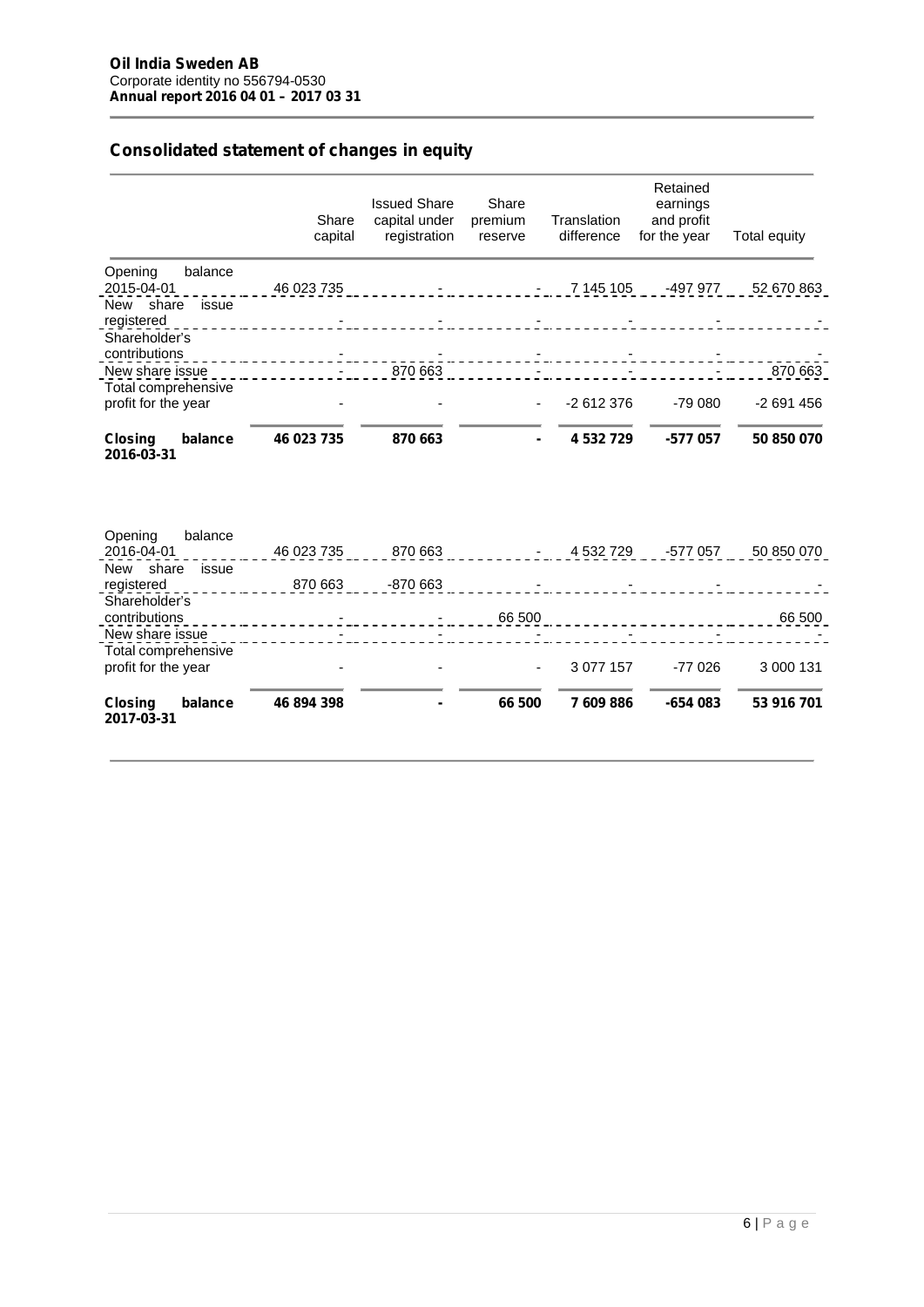**Oil India Sweden AB**
Corporate identity no 556794-0530
**Annual report 2016 04 01 – 2017 03 31**

## Consolidated statement of changes in equity

| | Share capital | Issued Share capital under registration | Share premium reserve | Translation difference | Retained earnings and profit for the year | Total equity |
|---|---|---|---|---|---|---|
| Opening balance 2015-04-01 | 46 023 735 | - | - | 7 145 105 | -497 977 | 52 670 863 |
| New share issue registered | - | - | - | - | - | - |
| Shareholder's contributions | - | - | - | - | - | - |
| New share issue | - | 870 663 | - | - | - | 870 663 |
| Total comprehensive profit for the year | - | - | - | -2 612 376 | -79 080 | -2 691 456 |
| **Closing balance 2016-03-31** | **46 023 735** | **870 663** | **-** | **4 532 729** | **-577 057** | **50 850 070** |
| | | | | | | |
| Opening balance 2016-04-01 | 46 023 735 | 870 663 | - | 4 532 729 | -577 057 | 50 850 070 |
| New share issue registered | 870 663 | -870 663 | - | - | - | - |
| Shareholder's contributions | - | - | 66 500 | | | 66 500 |
| New share issue | - | - | - | - | - | - |
| Total comprehensive profit for the year | - | - | - | 3 077 157 | -77 026 | 3 000 131 |
| **Closing balance 2017-03-31** | **46 894 398** | **-** | **66 500** | **7 609 886** | **-654 083** | **53 916 701** |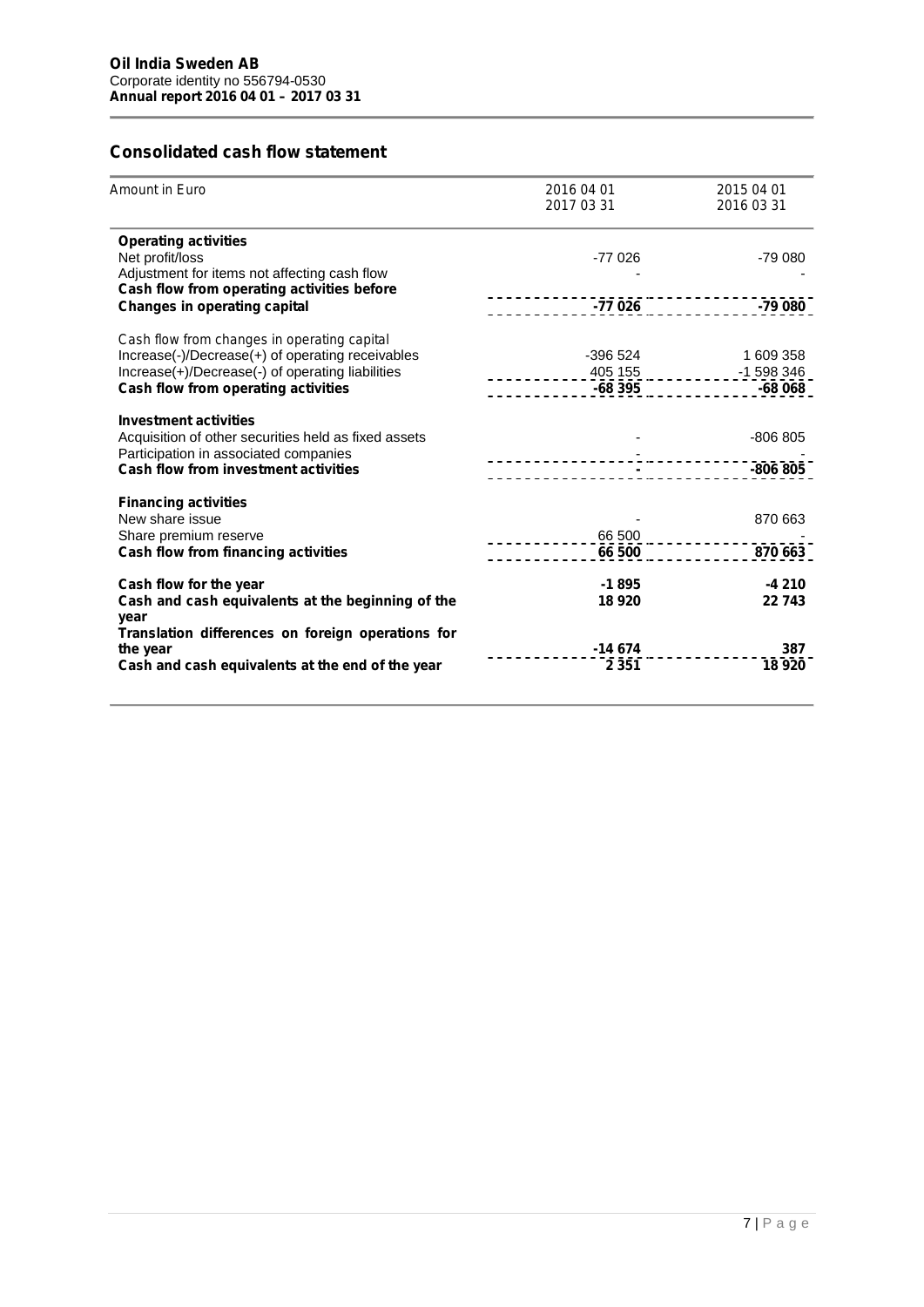**Oil India Sweden AB**
Corporate identity no 556794-0530
**Annual report 2016 04 01 – 2017 03 31**

## Consolidated cash flow statement

| Amount in Euro | 2016 04 01<br>2017 03 31 | 2015 04 01<br>2016 03 31 |
|---|---|---|
| **Operating activities** | | |
| Net profit/loss | -77 026 | -79 080 |
| Adjustment for items not affecting cash flow | - | - |
| **Cash flow from operating activities before Changes in operating capital** | **-77 026** | **-79 080** |
| Cash flow from changes in operating capital | | |
| Increase(-)/Decrease(+) of operating receivables | -396 524 | 1 609 358 |
| Increase(+)/Decrease(-) of operating liabilities | 405 155 | -1 598 346 |
| **Cash flow from operating activities** | **-68 395** | **-68 068** |
| **Investment activities** | | |
| Acquisition of other securities held as fixed assets | - | -806 805 |
| Participation in associated companies | - | - |
| **Cash flow from investment activities** | **-** | **-806 805** |
| **Financing activities** | | |
| New share issue | - | 870 663 |
| Share premium reserve | 66 500 | - |
| **Cash flow from financing activities** | **66 500** | **870 663** |
| **Cash flow for the year** | **-1 895** | **-4 210** |
| **Cash and cash equivalents at the beginning of the year** | **18 920** | **22 743** |
| **Translation differences on foreign operations for the year** | **-14 674** | **387** |
| **Cash and cash equivalents at the end of the year** | **2 351** | **18 920** |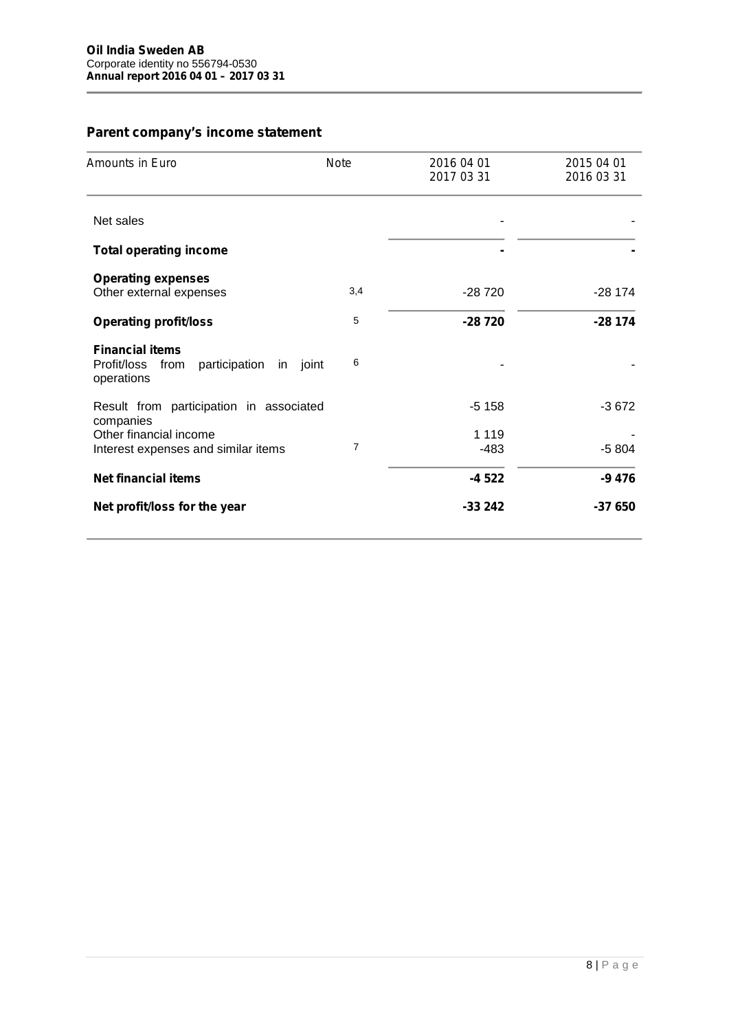**Oil India Sweden AB**
Corporate identity no 556794-0530
**Annual report 2016 04 01 – 2017 03 31**

## Parent company's income statement

| Amounts in Euro | Note | 2016 04 01<br>2017 03 31 | 2015 04 01<br>2016 03 31 |
|---|---|---|---|
| Net sales | | - | - |
| **Total operating income** | | **-** | **-** |
| **Operating expenses** | | | |
| Other external expenses | 3,4 | -28 720 | -28 174 |
| **Operating profit/loss** | 5 | **-28 720** | **-28 174** |
| **Financial items** | | | |
| Profit/loss from participation in joint operations | 6 | - | - |
| Result from participation in associated companies | | -5 158 | -3 672 |
| Other financial income | | 1 119 | - |
| Interest expenses and similar items | 7 | -483 | -5 804 |
| **Net financial items** | | **-4 522** | **-9 476** |
| **Net profit/loss for the year** | | **-33 242** | **-37 650** |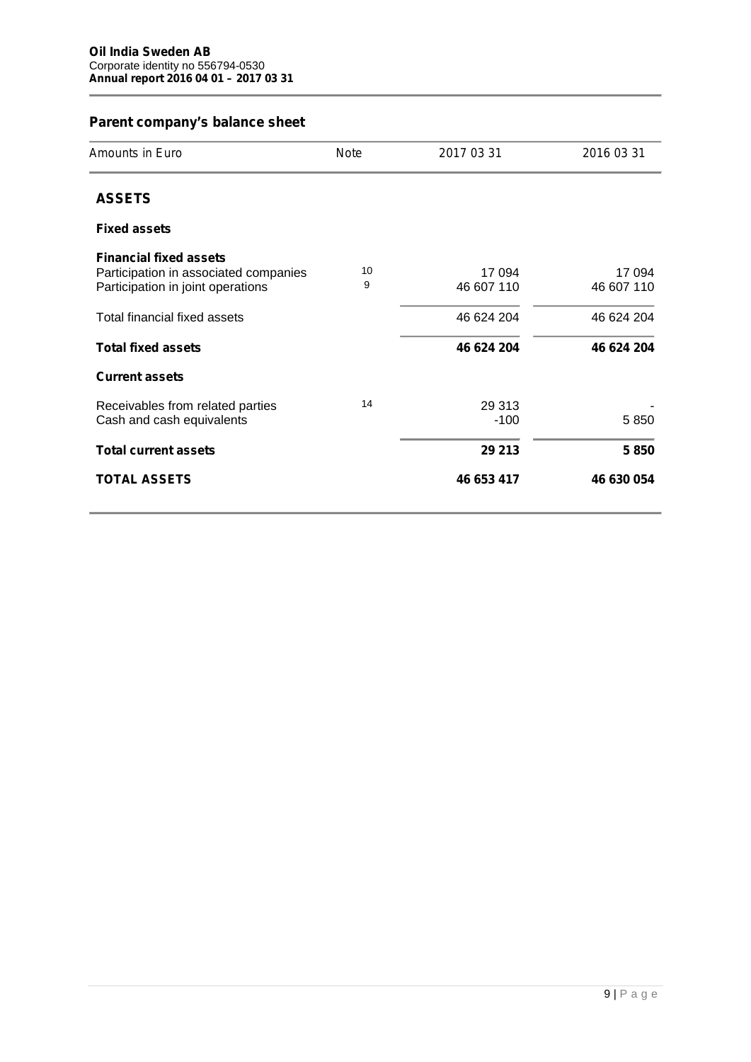**Oil India Sweden AB**
Corporate identity no 556794-0530
**Annual report 2016 04 01 – 2017 03 31**

## Parent company's balance sheet

| Amounts in Euro | Note | 2017 03 31 | 2016 03 31 |
|---|---|---|---|
| **ASSETS** | | | |
| **Fixed assets** | | | |
| **Financial fixed assets** | | | |
| Participation in associated companies | 10 | 17 094 | 17 094 |
| Participation in joint operations | 9 | 46 607 110 | 46 607 110 |
| Total financial fixed assets | | 46 624 204 | 46 624 204 |
| **Total fixed assets** | | **46 624 204** | **46 624 204** |
| **Current assets** | | | |
| Receivables from related parties | 14 | 29 313 | - |
| Cash and cash equivalents | | -100 | 5 850 |
| **Total current assets** | | **29 213** | **5 850** |
| **TOTAL ASSETS** | | **46 653 417** | **46 630 054** |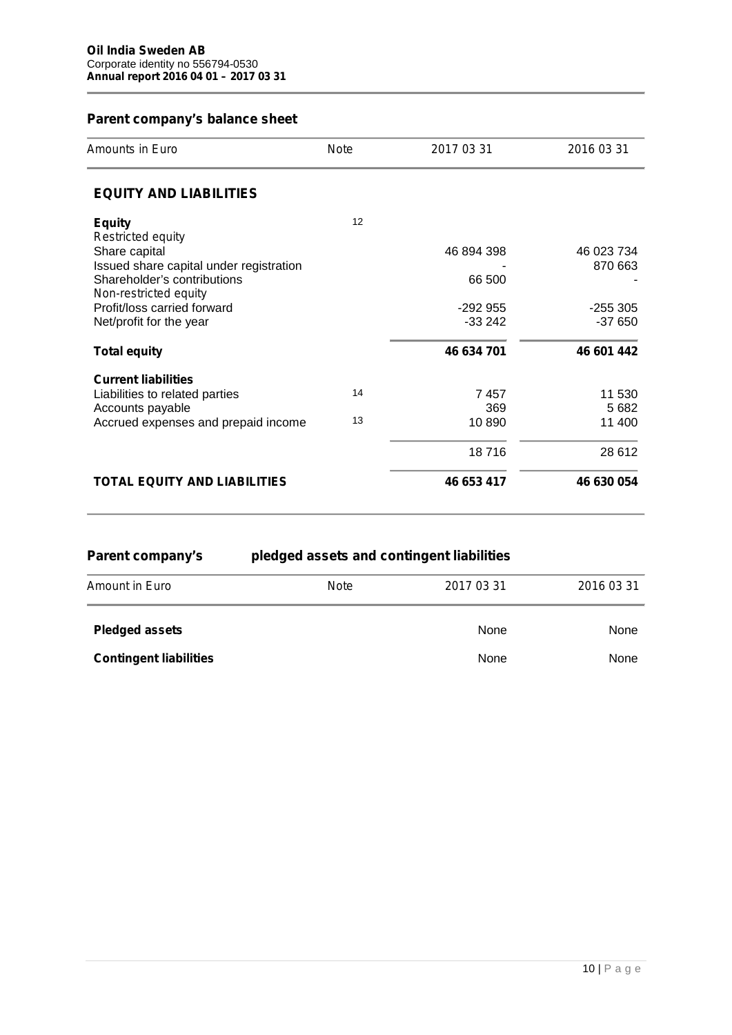**Oil India Sweden AB**
Corporate identity no 556794-0530
**Annual report 2016 04 01 – 2017 03 31**

## Parent company's balance sheet

| Amounts in Euro | Note | 2017 03 31 | 2016 03 31 |
|---|---|---|---|
| **EQUITY AND LIABILITIES** | | | |
| **Equity** | 12 | | |
| Restricted equity | | | |
| Share capital | | 46 894 398 | 46 023 734 |
| Issued share capital under registration | | - | 870 663 |
| Shareholder's contributions | | 66 500 | - |
| Non-restricted equity | | | |
| Profit/loss carried forward | | -292 955 | -255 305 |
| Net/profit for the year | | -33 242 | -37 650 |
| **Total equity** | | **46 634 701** | **46 601 442** |
| **Current liabilities** | | | |
| Liabilities to related parties | 14 | 7 457 | 11 530 |
| Accounts payable | | 369 | 5 682 |
| Accrued expenses and prepaid income | 13 | 10 890 | 11 400 |
| | | 18 716 | 28 612 |
| **TOTAL EQUITY AND LIABILITIES** | | **46 653 417** | **46 630 054** |

## Parent company's pledged assets and contingent liabilities

| Amount in Euro | Note | 2017 03 31 | 2016 03 31 |
|---|---|---|---|
| **Pledged assets** | | None | None |
| **Contingent liabilities** | | None | None |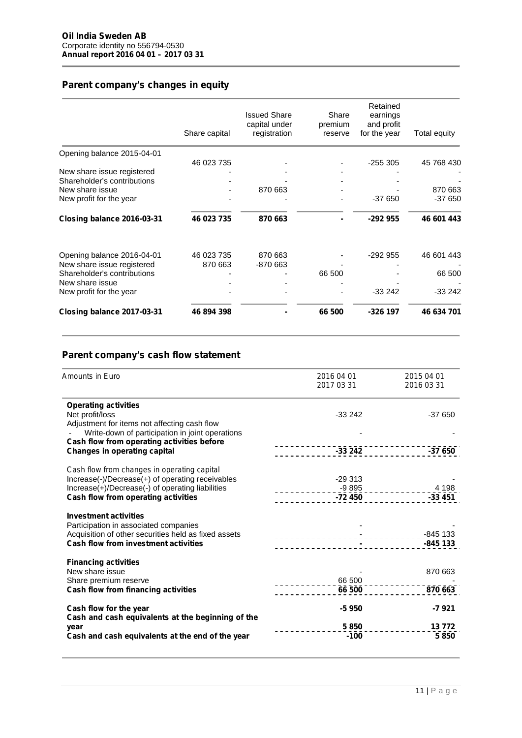**Oil India Sweden AB**
Corporate identity no 556794-0530
**Annual report 2016 04 01 – 2017 03 31**

## Parent company's changes in equity

| | Share capital | Issued Share capital under registration | Share premium reserve | Retained earnings and profit for the year | Total equity |
|---|---|---|---|---|---|
| Opening balance 2015-04-01 | 46 023 735 | - | - | -255 305 | 45 768 430 |
| New share issue registered | - | - | - | - | - |
| Shareholder's contributions | - | - | - | - | - |
| New share issue | - | 870 663 | - | - | 870 663 |
| New profit for the year | - | - | - | -37 650 | -37 650 |
| **Closing balance 2016-03-31** | **46 023 735** | **870 663** | **-** | **-292 955** | **46 601 443** |
| | | | | | |
| Opening balance 2016-04-01 | 46 023 735 | 870 663 | - | -292 955 | 46 601 443 |
| New share issue registered | 870 663 | -870 663 | | - | - |
| Shareholder's contributions | - | - | 66 500 | - | 66 500 |
| New share issue | - | - | - | - | - |
| New profit for the year | - | - | - | -33 242 | -33 242 |
| **Closing balance 2017-03-31** | **46 894 398** | **-** | **66 500** | **-326 197** | **46 634 701** |

## Parent company's cash flow statement

| Amounts in Euro | 2016 04 01 2017 03 31 | 2015 04 01 2016 03 31 |
|---|---|---|
| **Operating activities** | | |
| Net profit/loss | -33 242 | -37 650 |
| Adjustment for items not affecting cash flow | | |
| - Write-down of participation in joint operations | - | - |
| **Cash flow from operating activities before Changes in operating capital** | **-33 242** | **-37 650** |
| | | |
| Cash flow from changes in operating capital | | |
| Increase(-)/Decrease(+) of operating receivables | -29 313 | - |
| Increase(+)/Decrease(-) of operating liabilities | -9 895 | 4 198 |
| **Cash flow from operating activities** | **-72 450** | **-33 451** |
| | | |
| **Investment activities** | | |
| Participation in associated companies | - | - |
| Acquisition of other securities held as fixed assets | - | -845 133 |
| **Cash flow from investment activities** | **-** | **-845 133** |
| | | |
| **Financing activities** | | |
| New share issue | - | 870 663 |
| Share premium reserve | 66 500 | - |
| **Cash flow from financing activities** | **66 500** | **870 663** |
| | | |
| **Cash flow for the year** | **-5 950** | **-7 921** |
| **Cash and cash equivalents at the beginning of the year** | **5 850** | **13 772** |
| **Cash and cash equivalents at the end of the year** | **-100** | **5 850** |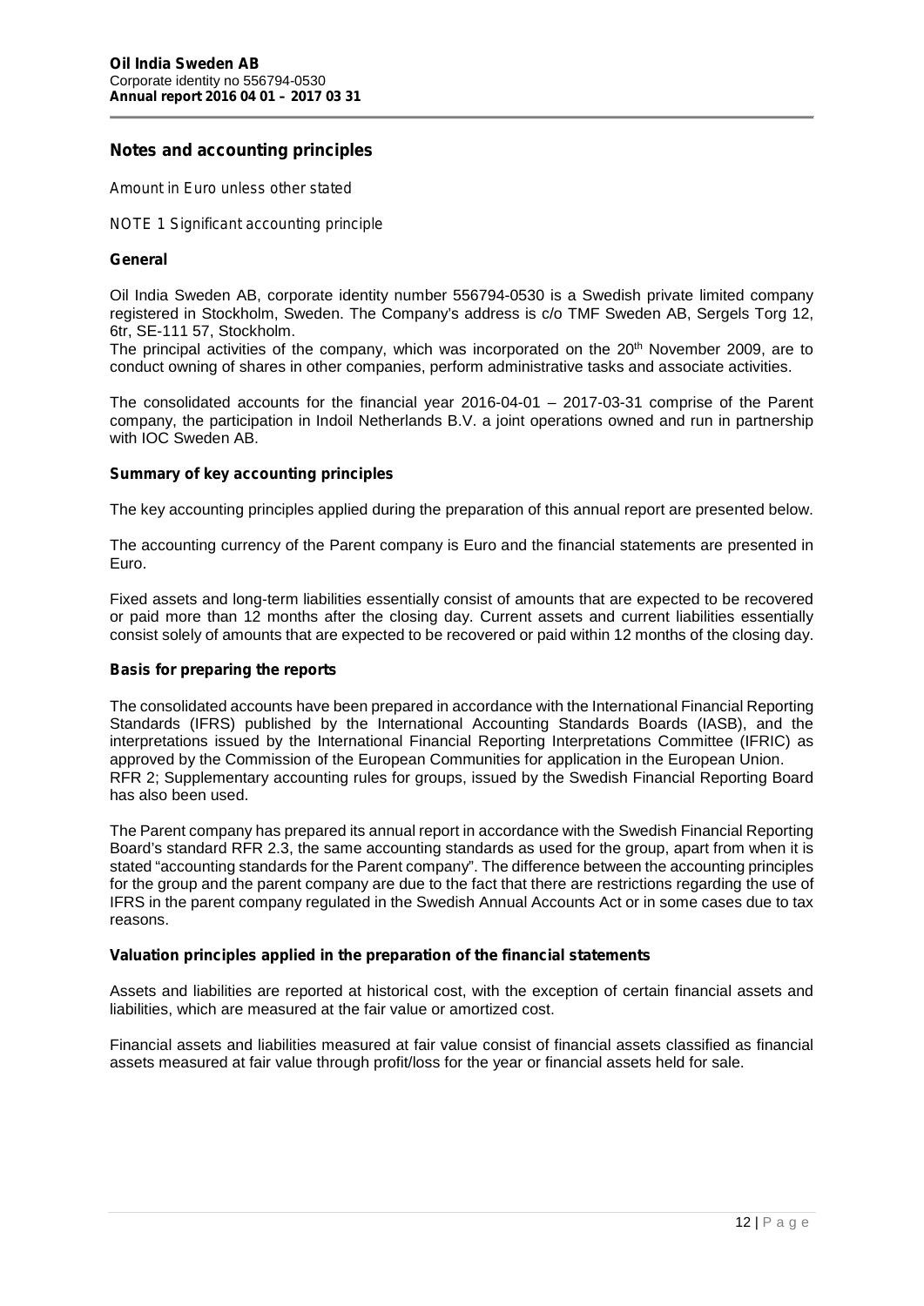## Notes and accounting principles

*Amount in Euro unless other stated*

NOTE 1 Significant accounting principle

**General**

Oil India Sweden AB, corporate identity number 556794-0530 is a Swedish private limited company registered in Stockholm, Sweden. The Company's address is c/o TMF Sweden AB, Sergels Torg 12, 6tr, SE-111 57, Stockholm.
The principal activities of the company, which was incorporated on the 20th November 2009, are to conduct owning of shares in other companies, perform administrative tasks and associate activities.

The consolidated accounts for the financial year 2016-04-01 – 2017-03-31 comprise of the Parent company, the participation in Indoil Netherlands B.V. a joint operations owned and run in partnership with IOC Sweden AB.

**Summary of key accounting principles**

The key accounting principles applied during the preparation of this annual report are presented below.

The accounting currency of the Parent company is Euro and the financial statements are presented in Euro.

Fixed assets and long-term liabilities essentially consist of amounts that are expected to be recovered or paid more than 12 months after the closing day. Current assets and current liabilities essentially consist solely of amounts that are expected to be recovered or paid within 12 months of the closing day.

**Basis for preparing the reports**

The consolidated accounts have been prepared in accordance with the International Financial Reporting Standards (IFRS) published by the International Accounting Standards Boards (IASB), and the interpretations issued by the International Financial Reporting Interpretations Committee (IFRIC) as approved by the Commission of the European Communities for application in the European Union.
RFR 2; Supplementary accounting rules for groups, issued by the Swedish Financial Reporting Board has also been used.

The Parent company has prepared its annual report in accordance with the Swedish Financial Reporting Board's standard RFR 2.3, the same accounting standards as used for the group, apart from when it is stated "accounting standards for the Parent company". The difference between the accounting principles for the group and the parent company are due to the fact that there are restrictions regarding the use of IFRS in the parent company regulated in the Swedish Annual Accounts Act or in some cases due to tax reasons.

**Valuation principles applied in the preparation of the financial statements**

Assets and liabilities are reported at historical cost, with the exception of certain financial assets and liabilities, which are measured at the fair value or amortized cost.

Financial assets and liabilities measured at fair value consist of financial assets classified as financial assets measured at fair value through profit/loss for the year or financial assets held for sale.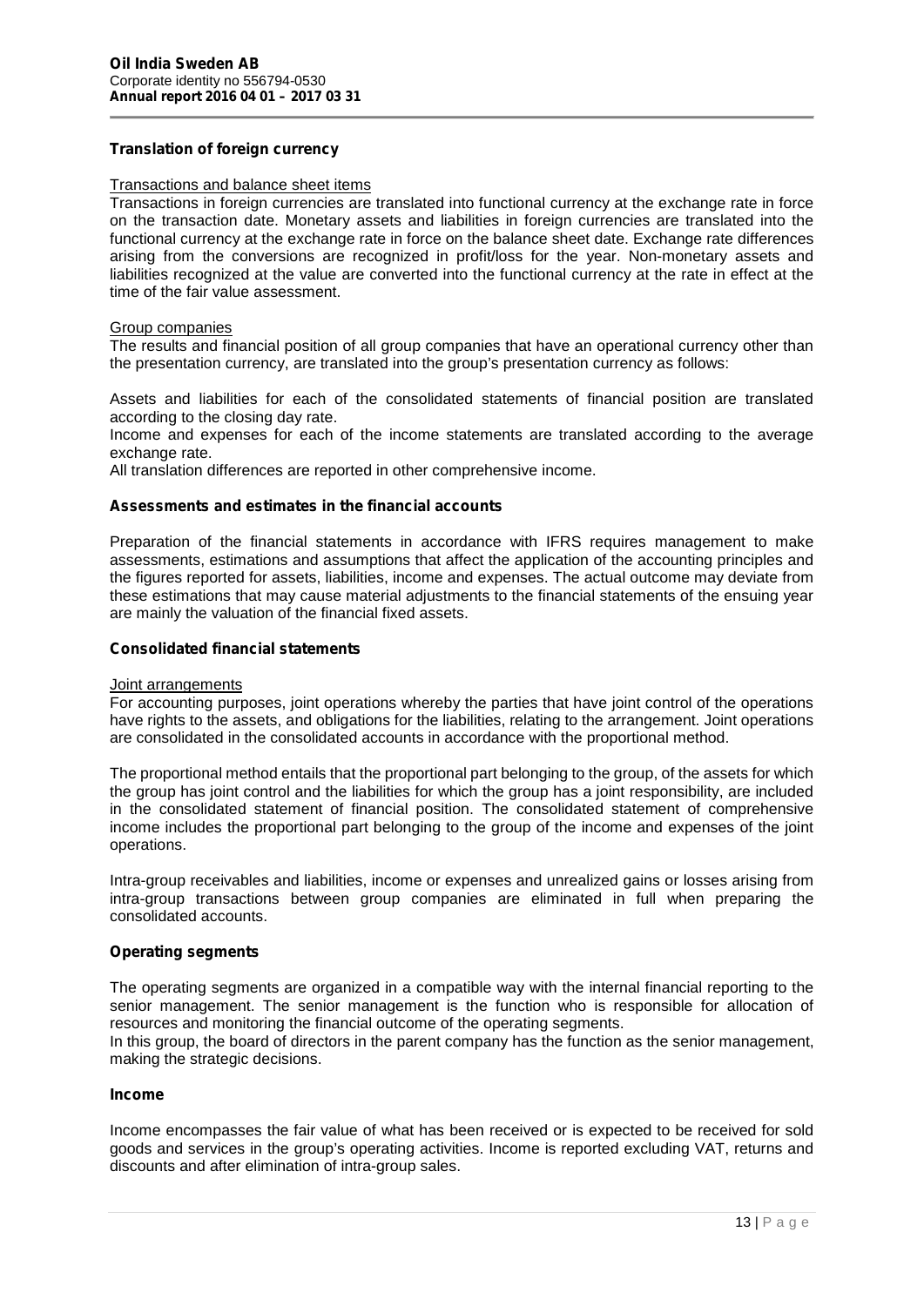### Translation of foreign currency

Transactions and balance sheet items

Transactions in foreign currencies are translated into functional currency at the exchange rate in force on the transaction date. Monetary assets and liabilities in foreign currencies are translated into the functional currency at the exchange rate in force on the balance sheet date. Exchange rate differences arising from the conversions are recognized in profit/loss for the year. Non-monetary assets and liabilities recognized at the value are converted into the functional currency at the rate in effect at the time of the fair value assessment.

Group companies

The results and financial position of all group companies that have an operational currency other than the presentation currency, are translated into the group's presentation currency as follows:

Assets and liabilities for each of the consolidated statements of financial position are translated according to the closing day rate.
Income and expenses for each of the income statements are translated according to the average exchange rate.
All translation differences are reported in other comprehensive income.

### Assessments and estimates in the financial accounts

Preparation of the financial statements in accordance with IFRS requires management to make assessments, estimations and assumptions that affect the application of the accounting principles and the figures reported for assets, liabilities, income and expenses. The actual outcome may deviate from these estimations that may cause material adjustments to the financial statements of the ensuing year are mainly the valuation of the financial fixed assets.

### Consolidated financial statements

Joint arrangements

For accounting purposes, joint operations whereby the parties that have joint control of the operations have rights to the assets, and obligations for the liabilities, relating to the arrangement. Joint operations are consolidated in the consolidated accounts in accordance with the proportional method.

The proportional method entails that the proportional part belonging to the group, of the assets for which the group has joint control and the liabilities for which the group has a joint responsibility, are included in the consolidated statement of financial position. The consolidated statement of comprehensive income includes the proportional part belonging to the group of the income and expenses of the joint operations.

Intra-group receivables and liabilities, income or expenses and unrealized gains or losses arising from intra-group transactions between group companies are eliminated in full when preparing the consolidated accounts.

### Operating segments

The operating segments are organized in a compatible way with the internal financial reporting to the senior management. The senior management is the function who is responsible for allocation of resources and monitoring the financial outcome of the operating segments.
In this group, the board of directors in the parent company has the function as the senior management, making the strategic decisions.

### Income

Income encompasses the fair value of what has been received or is expected to be received for sold goods and services in the group's operating activities. Income is reported excluding VAT, returns and discounts and after elimination of intra-group sales.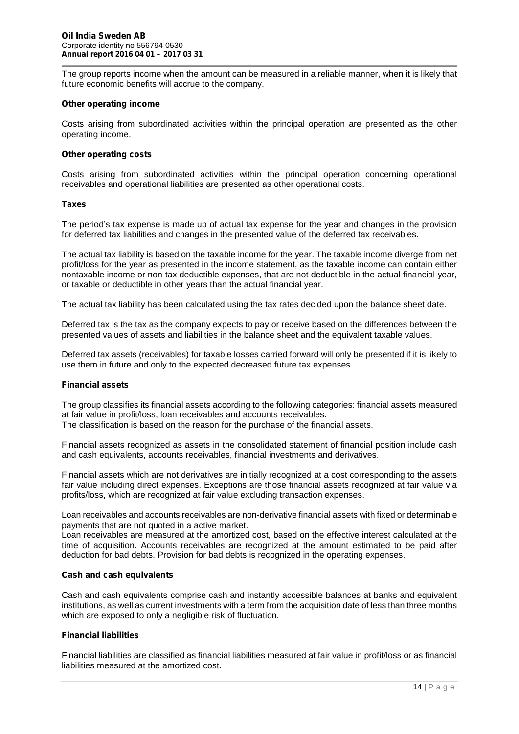The group reports income when the amount can be measured in a reliable manner, when it is likely that future economic benefits will accrue to the company.

**Other operating income**

Costs arising from subordinated activities within the principal operation are presented as the other operating income.

**Other operating costs**

Costs arising from subordinated activities within the principal operation concerning operational receivables and operational liabilities are presented as other operational costs.

**Taxes**

The period's tax expense is made up of actual tax expense for the year and changes in the provision for deferred tax liabilities and changes in the presented value of the deferred tax receivables.

The actual tax liability is based on the taxable income for the year. The taxable income diverge from net profit/loss for the year as presented in the income statement, as the taxable income can contain either nontaxable income or non-tax deductible expenses, that are not deductible in the actual financial year, or taxable or deductible in other years than the actual financial year.

The actual tax liability has been calculated using the tax rates decided upon the balance sheet date.

Deferred tax is the tax as the company expects to pay or receive based on the differences between the presented values of assets and liabilities in the balance sheet and the equivalent taxable values.

Deferred tax assets (receivables) for taxable losses carried forward will only be presented if it is likely to use them in future and only to the expected decreased future tax expenses.

**Financial assets**

The group classifies its financial assets according to the following categories: financial assets measured at fair value in profit/loss, loan receivables and accounts receivables.
The classification is based on the reason for the purchase of the financial assets.

Financial assets recognized as assets in the consolidated statement of financial position include cash and cash equivalents, accounts receivables, financial investments and derivatives.

Financial assets which are not derivatives are initially recognized at a cost corresponding to the assets fair value including direct expenses. Exceptions are those financial assets recognized at fair value via profits/loss, which are recognized at fair value excluding transaction expenses.

Loan receivables and accounts receivables are non-derivative financial assets with fixed or determinable payments that are not quoted in a active market.
Loan receivables are measured at the amortized cost, based on the effective interest calculated at the time of acquisition. Accounts receivables are recognized at the amount estimated to be paid after deduction for bad debts. Provision for bad debts is recognized in the operating expenses.

**Cash and cash equivalents**

Cash and cash equivalents comprise cash and instantly accessible balances at banks and equivalent institutions, as well as current investments with a term from the acquisition date of less than three months which are exposed to only a negligible risk of fluctuation.

**Financial liabilities**

Financial liabilities are classified as financial liabilities measured at fair value in profit/loss or as financial liabilities measured at the amortized cost.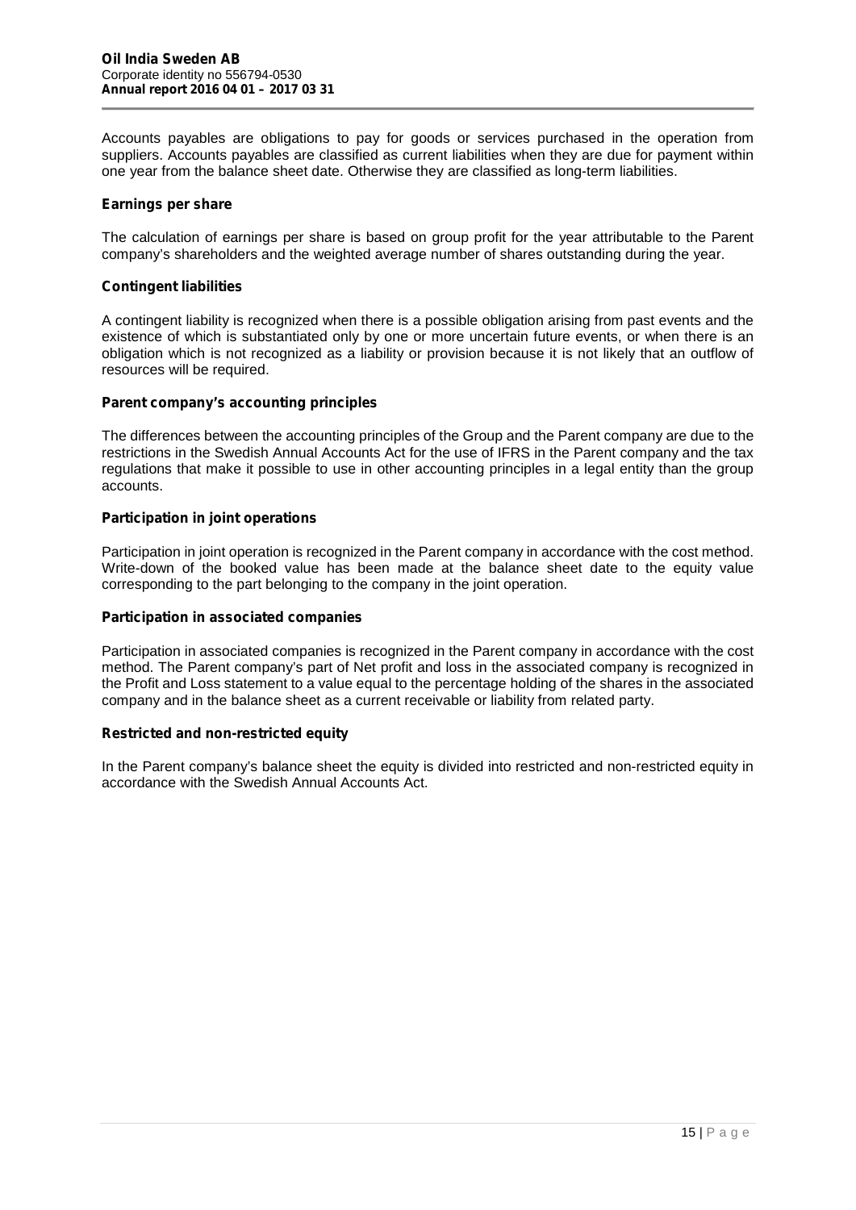Accounts payables are obligations to pay for goods or services purchased in the operation from suppliers. Accounts payables are classified as current liabilities when they are due for payment within one year from the balance sheet date. Otherwise they are classified as long-term liabilities.

**Earnings per share**

The calculation of earnings per share is based on group profit for the year attributable to the Parent company's shareholders and the weighted average number of shares outstanding during the year.

**Contingent liabilities**

A contingent liability is recognized when there is a possible obligation arising from past events and the existence of which is substantiated only by one or more uncertain future events, or when there is an obligation which is not recognized as a liability or provision because it is not likely that an outflow of resources will be required.

**Parent company's accounting principles**

The differences between the accounting principles of the Group and the Parent company are due to the restrictions in the Swedish Annual Accounts Act for the use of IFRS in the Parent company and the tax regulations that make it possible to use in other accounting principles in a legal entity than the group accounts.

**Participation in joint operations**

Participation in joint operation is recognized in the Parent company in accordance with the cost method. Write-down of the booked value has been made at the balance sheet date to the equity value corresponding to the part belonging to the company in the joint operation.

**Participation in associated companies**

Participation in associated companies is recognized in the Parent company in accordance with the cost method. The Parent company's part of Net profit and loss in the associated company is recognized in the Profit and Loss statement to a value equal to the percentage holding of the shares in the associated company and in the balance sheet as a current receivable or liability from related party.

**Restricted and non-restricted equity**

In the Parent company's balance sheet the equity is divided into restricted and non-restricted equity in accordance with the Swedish Annual Accounts Act.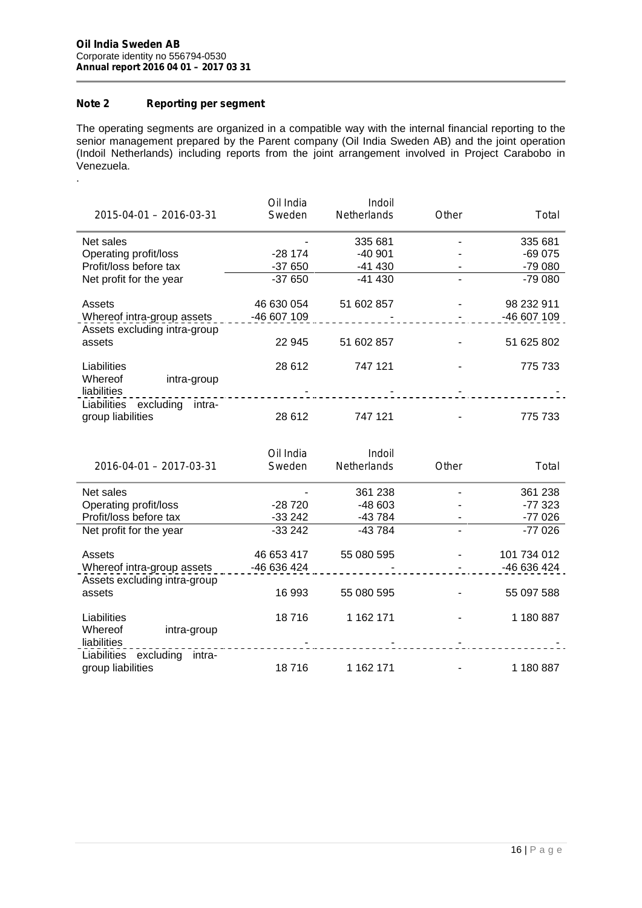**Oil India Sweden AB**
Corporate identity no 556794-0530
***Annual report 2016 04 01 – 2017 03 31***

**Note 2 Reporting per segment**

The operating segments are organized in a compatible way with the internal financial reporting to the senior management prepared by the Parent company (Oil India Sweden AB) and the joint operation (Indoil Netherlands) including reports from the joint arrangement involved in Project Carabobo in Venezuela.

.

| 2015-04-01 – 2016-03-31 | Oil India Sweden | Indoil Netherlands | Other | Total |
|---|---|---|---|---|
| Net sales | - | 335 681 | - | 335 681 |
| Operating profit/loss | -28 174 | -40 901 | - | -69 075 |
| Profit/loss before tax | -37 650 | -41 430 | - | -79 080 |
| Net profit for the year | -37 650 | -41 430 | - | -79 080 |
| Assets | 46 630 054 | 51 602 857 | - | 98 232 911 |
| Whereof intra-group assets | -46 607 109 | - | - | -46 607 109 |
| Assets excluding intra-group assets | 22 945 | 51 602 857 | - | 51 625 802 |
| Liabilities | 28 612 | 747 121 | - | 775 733 |
| Whereof intra-group liabilities | - | - | - | - |
| Liabilities excluding intra-group liabilities | 28 612 | 747 121 | - | 775 733 |

| 2016-04-01 – 2017-03-31 | Oil India Sweden | Indoil Netherlands | Other | Total |
|---|---|---|---|---|
| Net sales | - | 361 238 | - | 361 238 |
| Operating profit/loss | -28 720 | -48 603 | - | -77 323 |
| Profit/loss before tax | -33 242 | -43 784 | - | -77 026 |
| Net profit for the year | -33 242 | -43 784 | - | -77 026 |
| Assets | 46 653 417 | 55 080 595 | - | 101 734 012 |
| Whereof intra-group assets | -46 636 424 | - | - | -46 636 424 |
| Assets excluding intra-group assets | 16 993 | 55 080 595 | - | 55 097 588 |
| Liabilities | 18 716 | 1 162 171 | - | 1 180 887 |
| Whereof intra-group liabilities | - | - | - | - |
| Liabilities excluding intra-group liabilities | 18 716 | 1 162 171 | - | 1 180 887 |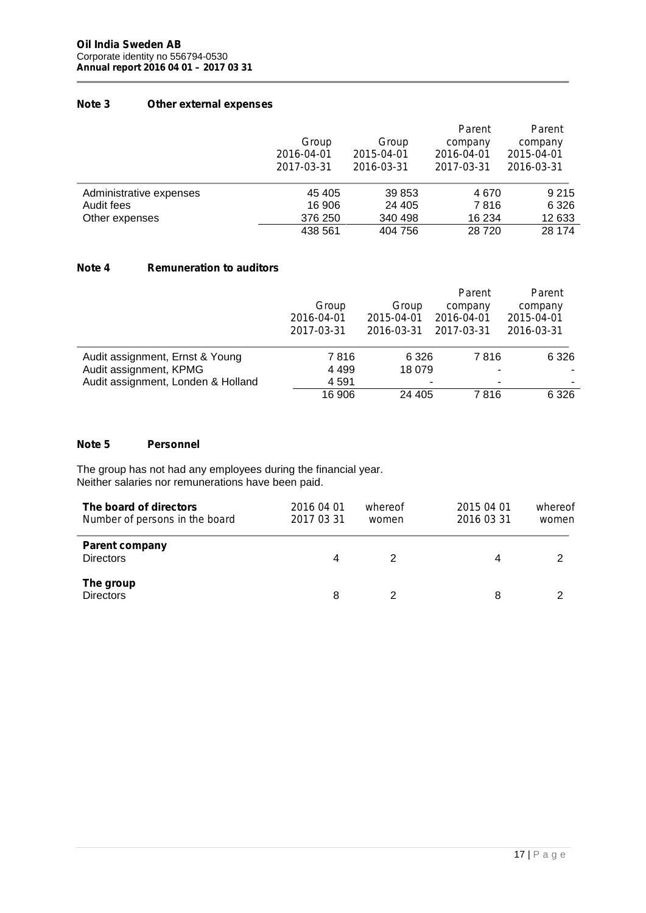**Oil India Sweden AB**
Corporate identity no 556794-0530
***Annual report 2016 04 01 – 2017 03 31***

### Note 3 Other external expenses

| | Group 2016-04-01 2017-03-31 | Group 2015-04-01 2016-03-31 | Parent company 2016-04-01 2017-03-31 | Parent company 2015-04-01 2016-03-31 |
|---|---|---|---|---|
| Administrative expenses | 45 405 | 39 853 | 4 670 | 9 215 |
| Audit fees | 16 906 | 24 405 | 7 816 | 6 326 |
| Other expenses | 376 250 | 340 498 | 16 234 | 12 633 |
| | 438 561 | 404 756 | 28 720 | 28 174 |

### Note 4 Remuneration to auditors

| | Group 2016-04-01 2017-03-31 | Group 2015-04-01 2016-03-31 | Parent company 2016-04-01 2017-03-31 | Parent company 2015-04-01 2016-03-31 |
|---|---|---|---|---|
| Audit assignment, Ernst & Young | 7 816 | 6 326 | 7 816 | 6 326 |
| Audit assignment, KPMG | 4 499 | 18 079 | - | - |
| Audit assignment, Londen & Holland | 4 591 | - | - | - |
| | 16 906 | 24 405 | 7 816 | 6 326 |

### Note 5 Personnel

The group has not had any employees during the financial year.
Neither salaries nor remunerations have been paid.

| **The board of directors** Number of persons in the board | 2016 04 01 2017 03 31 | whereof women | 2015 04 01 2016 03 31 | whereof women |
|---|---|---|---|---|
| **Parent company** | | | | |
| Directors | 4 | 2 | 4 | 2 |
| **The group** | | | | |
| Directors | 8 | 2 | 8 | 2 |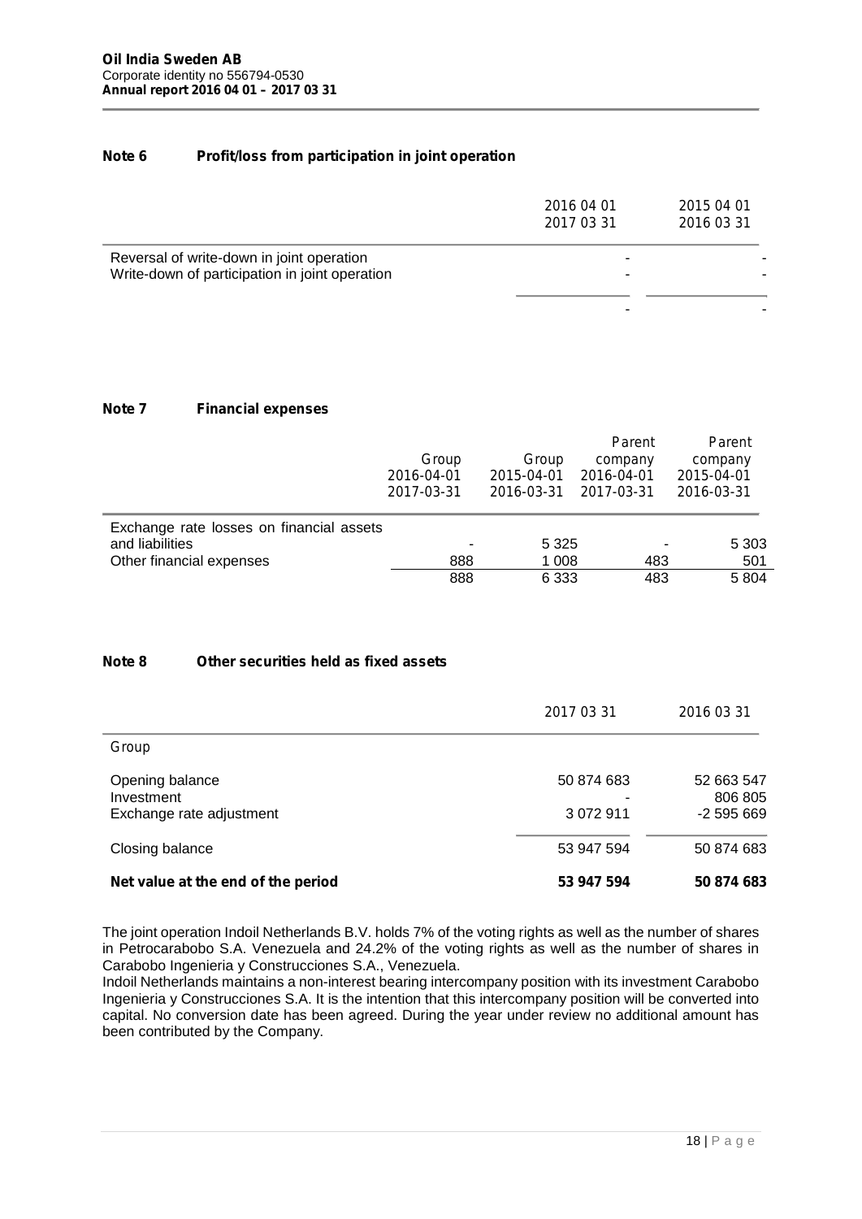## Note 6 Profit/loss from participation in joint operation

| | 2016 04 01<br>2017 03 31 | 2015 04 01<br>2016 03 31 |
|---|---|---|
| Reversal of write-down in joint operation | - | - |
| Write-down of participation in joint operation | - | - |
| | - | - |

## Note 7 Financial expenses

| | Group<br>2016-04-01<br>2017-03-31 | Group<br>2015-04-01<br>2016-03-31 | Parent company<br>2016-04-01<br>2017-03-31 | Parent company<br>2015-04-01<br>2016-03-31 |
|---|---|---|---|---|
| Exchange rate losses on financial assets and liabilities | - | 5 325 | - | 5 303 |
| Other financial expenses | 888 | 1 008 | 483 | 501 |
| | 888 | 6 333 | 483 | 5 804 |

## Note 8 Other securities held as fixed assets

| | 2017 03 31 | 2016 03 31 |
|---|---|---|
| Group | | |
| Opening balance | 50 874 683 | 52 663 547 |
| Investment | - | 806 805 |
| Exchange rate adjustment | 3 072 911 | -2 595 669 |
| Closing balance | 53 947 594 | 50 874 683 |
| **Net value at the end of the period** | **53 947 594** | **50 874 683** |

The joint operation Indoil Netherlands B.V. holds 7% of the voting rights as well as the number of shares in Petrocarabobo S.A. Venezuela and 24.2% of the voting rights as well as the number of shares in Carabobo Ingenieria y Construcciones S.A., Venezuela.
Indoil Netherlands maintains a non-interest bearing intercompany position with its investment Carabobo Ingenieria y Construcciones S.A. It is the intention that this intercompany position will be converted into capital. No conversion date has been agreed. During the year under review no additional amount has been contributed by the Company.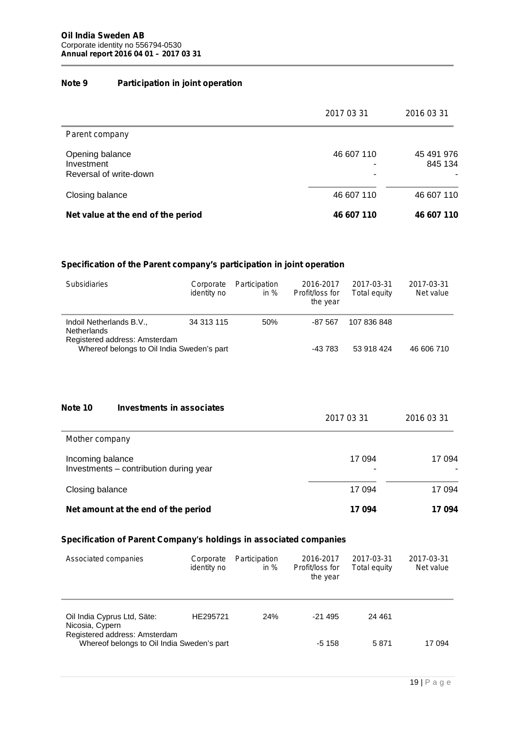## Note 9 Participation in joint operation

| | 2017 03 31 | 2016 03 31 |
|---|---|---|
| Parent company | | |
| Opening balance | 46 607 110 | 45 491 976 |
| Investment | - | 845 134 |
| Reversal of write-down | - | - |
| Closing balance | 46 607 110 | 46 607 110 |
| **Net value at the end of the period** | **46 607 110** | **46 607 110** |

### Specification of the Parent company's participation in joint operation

| Subsidiaries | Corporate identity no | Participation in % | 2016-2017 Profit/loss for the year | 2017-03-31 Total equity | 2017-03-31 Net value |
|---|---|---|---|---|---|
| Indoil Netherlands B.V., Netherlands<br>Registered address: Amsterdam | 34 313 115 | 50% | -87 567 | 107 836 848 | |
| Whereof belongs to Oil India Sweden's part | | | -43 783 | 53 918 424 | 46 606 710 |

## Note 10 Investments in associates

| | 2017 03 31 | 2016 03 31 |
|---|---|---|
| Mother company | | |
| Incoming balance | 17 094 | 17 094 |
| Investments – contribution during year | - | - |
| Closing balance | 17 094 | 17 094 |
| **Net amount at the end of the period** | **17 094** | **17 094** |

### Specification of Parent Company's holdings in associated companies

| Associated companies | Corporate identity no | Participation in % | 2016-2017 Profit/loss for the year | 2017-03-31 Total equity | 2017-03-31 Net value |
|---|---|---|---|---|---|
| Oil India Cyprus Ltd, Säte: Nicosia, Cypern<br>Registered address: Amsterdam | HE295721 | 24% | -21 495 | 24 461 | |
| Whereof belongs to Oil India Sweden's part | | | -5 158 | 5 871 | 17 094 |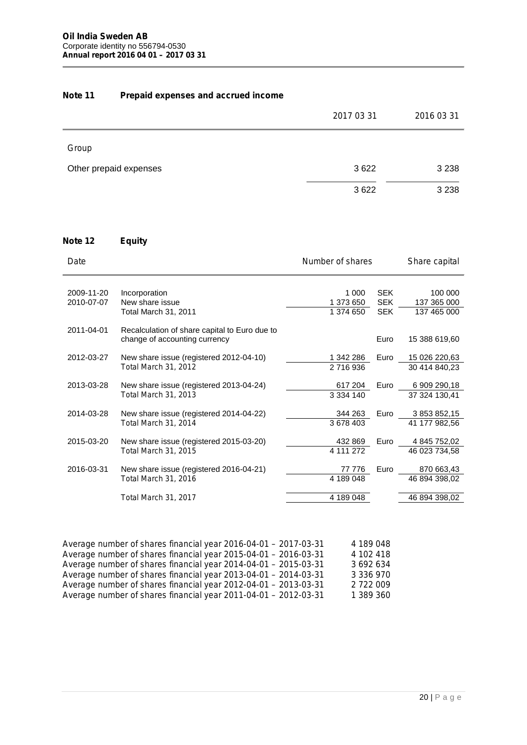**Oil India Sweden AB**
Corporate identity no 556794-0530
**Annual report 2016 04 01 – 2017 03 31**

## Note 11 Prepaid expenses and accrued income

| | 2017 03 31 | 2016 03 31 |
|---|---|---|
| Group | | |
| Other prepaid expenses | 3 622 | 3 238 |
| | 3 622 | 3 238 |

## Note 12 Equity

| Date | | Number of shares | | Share capital |
|---|---|---|---|---|
| 2009-11-20 | Incorporation | 1 000 | SEK | 100 000 |
| 2010-07-07 | New share issue | 1 373 650 | SEK | 137 365 000 |
| | Total March 31, 2011 | 1 374 650 | SEK | 137 465 000 |
| 2011-04-01 | Recalculation of share capital to Euro due to change of accounting currency | | Euro | 15 388 619,60 |
| 2012-03-27 | New share issue (registered 2012-04-10) | 1 342 286 | Euro | 15 026 220,63 |
| | Total March 31, 2012 | 2 716 936 | | 30 414 840,23 |
| 2013-03-28 | New share issue (registered 2013-04-24) | 617 204 | Euro | 6 909 290,18 |
| | Total March 31, 2013 | 3 334 140 | | 37 324 130,41 |
| 2014-03-28 | New share issue (registered 2014-04-22) | 344 263 | Euro | 3 853 852,15 |
| | Total March 31, 2014 | 3 678 403 | | 41 177 982,56 |
| 2015-03-20 | New share issue (registered 2015-03-20) | 432 869 | Euro | 4 845 752,02 |
| | Total March 31, 2015 | 4 111 272 | | 46 023 734,58 |
| 2016-03-31 | New share issue (registered 2016-04-21) | 77 776 | Euro | 870 663,43 |
| | Total March 31, 2016 | 4 189 048 | | 46 894 398,02 |
| | Total March 31, 2017 | 4 189 048 | | 46 894 398,02 |

| | |
|---|---|
| Average number of shares financial year 2016-04-01 – 2017-03-31 | 4 189 048 |
| Average number of shares financial year 2015-04-01 – 2016-03-31 | 4 102 418 |
| Average number of shares financial year 2014-04-01 – 2015-03-31 | 3 692 634 |
| Average number of shares financial year 2013-04-01 – 2014-03-31 | 3 336 970 |
| Average number of shares financial year 2012-04-01 – 2013-03-31 | 2 722 009 |
| Average number of shares financial year 2011-04-01 – 2012-03-31 | 1 389 360 |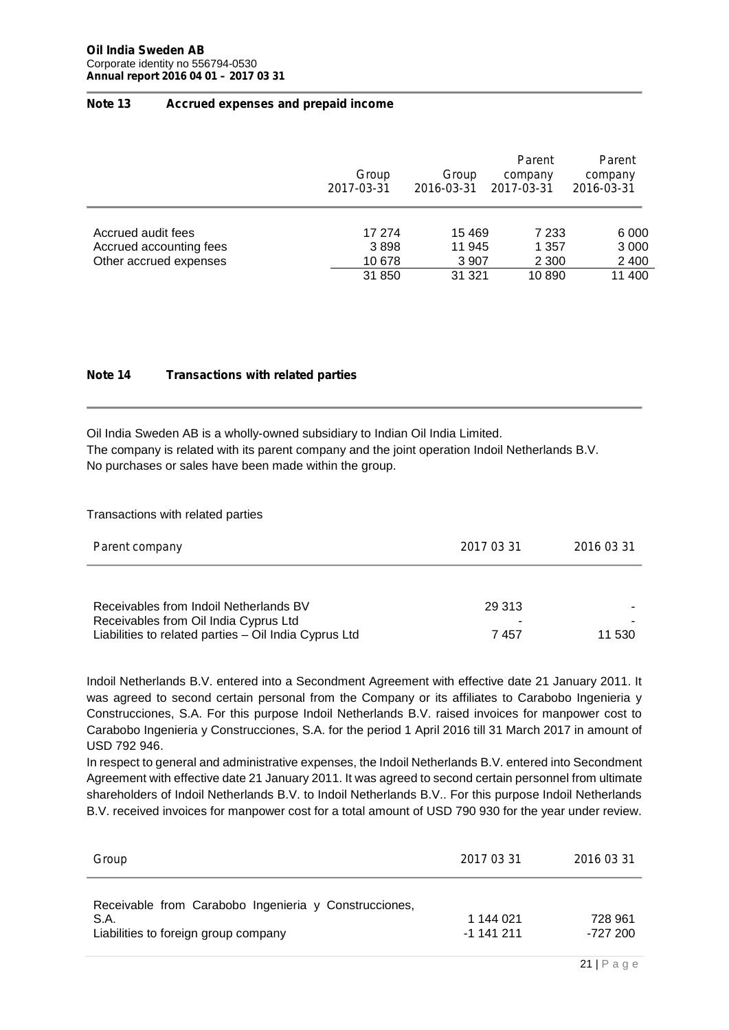## Note 13 Accrued expenses and prepaid income

| | Group 2017-03-31 | Group 2016-03-31 | Parent company 2017-03-31 | Parent company 2016-03-31 |
|---|---|---|---|---|
| Accrued audit fees | 17 274 | 15 469 | 7 233 | 6 000 |
| Accrued accounting fees | 3 898 | 11 945 | 1 357 | 3 000 |
| Other accrued expenses | 10 678 | 3 907 | 2 300 | 2 400 |
| | 31 850 | 31 321 | 10 890 | 11 400 |

## Note 14 Transactions with related parties

Oil India Sweden AB is a wholly-owned subsidiary to Indian Oil India Limited.
The company is related with its parent company and the joint operation Indoil Netherlands B.V.
No purchases or sales have been made within the group.

Transactions with related parties

| Parent company | 2017 03 31 | 2016 03 31 |
|---|---|---|
| Receivables from Indoil Netherlands BV | 29 313 | - |
| Receivables from Oil India Cyprus Ltd | - | - |
| Liabilities to related parties – Oil India Cyprus Ltd | 7 457 | 11 530 |

Indoil Netherlands B.V. entered into a Secondment Agreement with effective date 21 January 2011. It was agreed to second certain personal from the Company or its affiliates to Carabobo Ingenieria y Construcciones, S.A. For this purpose Indoil Netherlands B.V. raised invoices for manpower cost to Carabobo Ingenieria y Construcciones, S.A. for the period 1 April 2016 till 31 March 2017 in amount of USD 792 946.

In respect to general and administrative expenses, the Indoil Netherlands B.V. entered into Secondment Agreement with effective date 21 January 2011. It was agreed to second certain personnel from ultimate shareholders of Indoil Netherlands B.V. to Indoil Netherlands B.V.. For this purpose Indoil Netherlands B.V. received invoices for manpower cost for a total amount of USD 790 930 for the year under review.

| Group | 2017 03 31 | 2016 03 31 |
|---|---|---|
| Receivable from Carabobo Ingenieria y Construcciones, S.A. | 1 144 021 | 728 961 |
| Liabilities to foreign group company | -1 141 211 | -727 200 |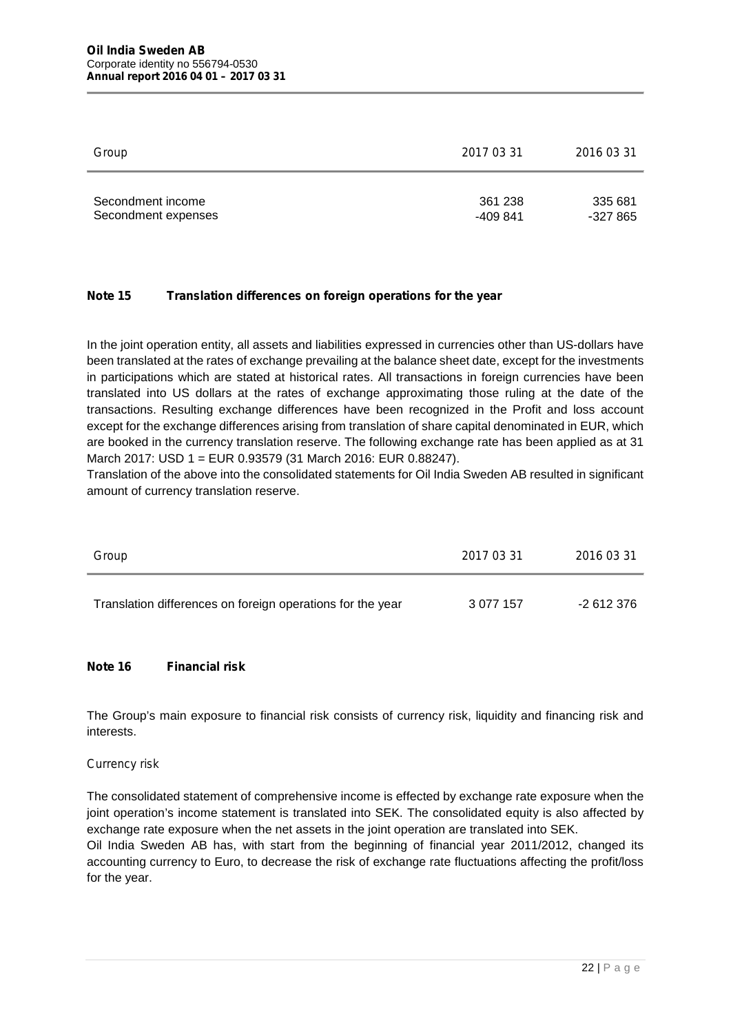| Group | 2017 03 31 | 2016 03 31 |
|---|---|---|
| Secondment income | 361 238 | 335 681 |
| Secondment expenses | -409 841 | -327 865 |

## Note 15 Translation differences on foreign operations for the year

In the joint operation entity, all assets and liabilities expressed in currencies other than US-dollars have been translated at the rates of exchange prevailing at the balance sheet date, except for the investments in participations which are stated at historical rates. All transactions in foreign currencies have been translated into US dollars at the rates of exchange approximating those ruling at the date of the transactions. Resulting exchange differences have been recognized in the Profit and loss account except for the exchange differences arising from translation of share capital denominated in EUR, which are booked in the currency translation reserve. The following exchange rate has been applied as at 31 March 2017: USD 1 = EUR 0.93579 (31 March 2016: EUR 0.88247).

Translation of the above into the consolidated statements for Oil India Sweden AB resulted in significant amount of currency translation reserve.

| Group | 2017 03 31 | 2016 03 31 |
|---|---|---|
| Translation differences on foreign operations for the year | 3 077 157 | -2 612 376 |

## Note 16 Financial risk

The Group's main exposure to financial risk consists of currency risk, liquidity and financing risk and interests.

### Currency risk

The consolidated statement of comprehensive income is effected by exchange rate exposure when the joint operation's income statement is translated into SEK. The consolidated equity is also affected by exchange rate exposure when the net assets in the joint operation are translated into SEK.

Oil India Sweden AB has, with start from the beginning of financial year 2011/2012, changed its accounting currency to Euro, to decrease the risk of exchange rate fluctuations affecting the profit/loss for the year.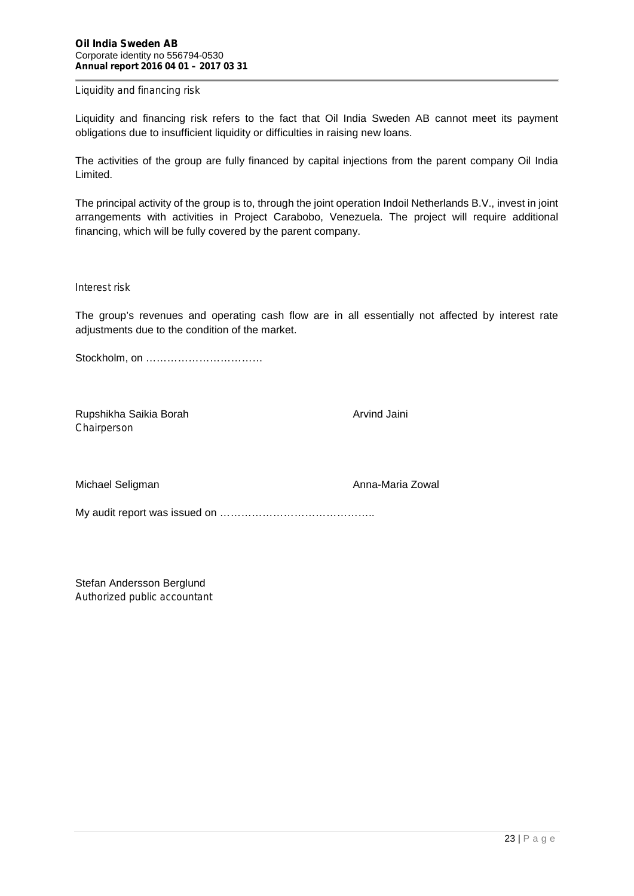*Liquidity and financing risk*

Liquidity and financing risk refers to the fact that Oil India Sweden AB cannot meet its payment obligations due to insufficient liquidity or difficulties in raising new loans.

The activities of the group are fully financed by capital injections from the parent company Oil India Limited.

The principal activity of the group is to, through the joint operation Indoil Netherlands B.V., invest in joint arrangements with activities in Project Carabobo, Venezuela. The project will require additional financing, which will be fully covered by the parent company.

*Interest risk*

The group's revenues and operating cash flow are in all essentially not affected by interest rate adjustments due to the condition of the market.

Stockholm, on ……………………………

Rupshikha Saikia Borah
*Chairperson*

Arvind Jaini

Michael Seligman

Anna-Maria Zowal

My audit report was issued on ……………………………………..

Stefan Andersson Berglund
*Authorized public accountant*